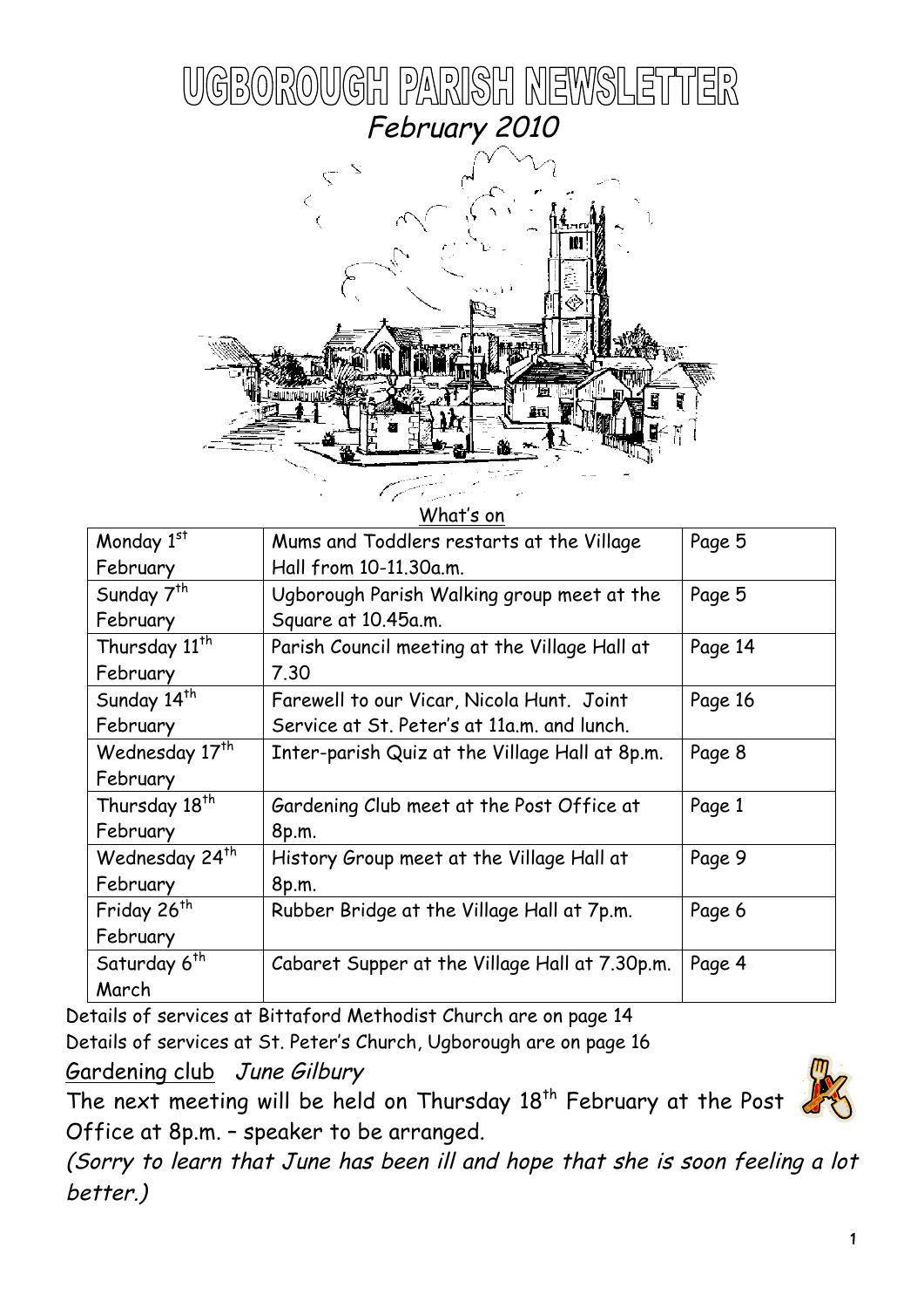# UGBOROUGH PARISH NEWSLETTER

*February 2010*

What's on

| Monday 1st February | Mums and Toddlers restarts at the Village Hall from 10-11.30a.m. | Page 5 |
|---|---|---|
| Sunday 7th February | Ugborough Parish Walking group meet at the Square at 10.45a.m. | Page 5 |
| Thursday 11th February | Parish Council meeting at the Village Hall at 7.30 | Page 14 |
| Sunday 14th February | Farewell to our Vicar, Nicola Hunt. Joint Service at St. Peter's at 11a.m. and lunch. | Page 16 |
| Wednesday 17th February | Inter-parish Quiz at the Village Hall at 8p.m. | Page 8 |
| Thursday 18th February | Gardening Club meet at the Post Office at 8p.m. | Page 1 |
| Wednesday 24th February | History Group meet at the Village Hall at 8p.m. | Page 9 |
| Friday 26th February | Rubber Bridge at the Village Hall at 7p.m. | Page 6 |
| Saturday 6th March | Cabaret Supper at the Village Hall at 7.30p.m. | Page 4 |

Details of services at Bittaford Methodist Church are on page 14

Details of services at St. Peter's Church, Ugborough are on page 16

## Gardening club *June Gilbury*

The next meeting will be held on Thursday 18th February at the Post Office at 8p.m. – speaker to be arranged.

*(Sorry to learn that June has been ill and hope that she is soon feeling a lot better.)*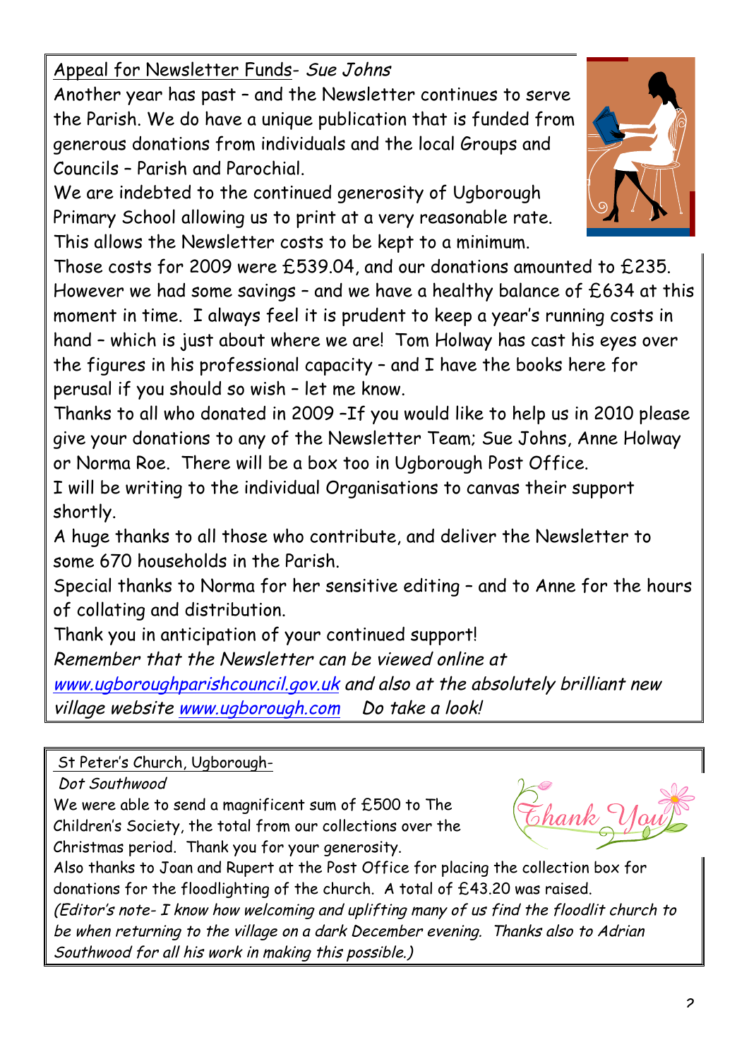## Appeal for Newsletter Funds- *Sue Johns*

Another year has past – and the Newsletter continues to serve the Parish. We do have a unique publication that is funded from generous donations from individuals and the local Groups and Councils – Parish and Parochial.

We are indebted to the continued generosity of Ugborough Primary School allowing us to print at a very reasonable rate. This allows the Newsletter costs to be kept to a minimum.

Those costs for 2009 were £539.04, and our donations amounted to £235. However we had some savings – and we have a healthy balance of £634 at this moment in time. I always feel it is prudent to keep a year's running costs in hand – which is just about where we are! Tom Holway has cast his eyes over the figures in his professional capacity – and I have the books here for perusal if you should so wish – let me know.

Thanks to all who donated in 2009 –If you would like to help us in 2010 please give your donations to any of the Newsletter Team; Sue Johns, Anne Holway or Norma Roe. There will be a box too in Ugborough Post Office.

I will be writing to the individual Organisations to canvas their support shortly.

A huge thanks to all those who contribute, and deliver the Newsletter to some 670 households in the Parish.

Special thanks to Norma for her sensitive editing – and to Anne for the hours of collating and distribution.

Thank you in anticipation of your continued support!

*Remember that the Newsletter can be viewed online at [www.ugboroughparishcouncil.gov.uk](http://www.ugboroughparishcouncil.gov.uk) and also at the absolutely brilliant new village website [www.ugborough.com](http://www.ugborough.com) Do take a look!*

## St Peter's Church, Ugborough-

*Dot Southwood*

We were able to send a magnificent sum of £500 to The Children's Society, the total from our collections over the Christmas period. Thank you for your generosity.

Also thanks to Joan and Rupert at the Post Office for placing the collection box for donations for the floodlighting of the church. A total of £43.20 was raised.

*(Editor's note- I know how welcoming and uplifting many of us find the floodlit church to be when returning to the village on a dark December evening. Thanks also to Adrian Southwood for all his work in making this possible.)*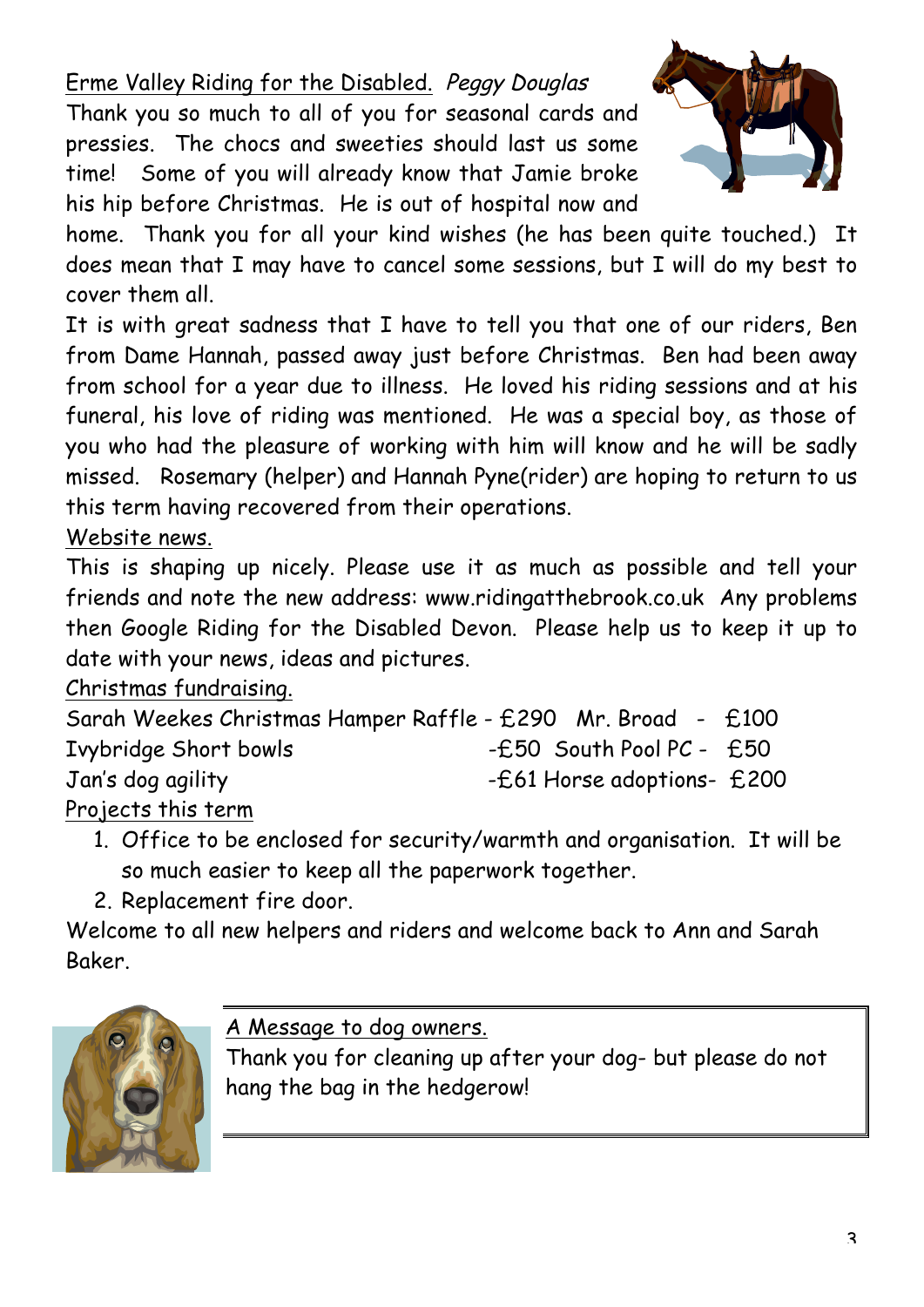## Erme Valley Riding for the Disabled. *Peggy Douglas*

Thank you so much to all of you for seasonal cards and pressies. The chocs and sweeties should last us some time! Some of you will already know that Jamie broke his hip before Christmas. He is out of hospital now and home. Thank you for all your kind wishes (he has been quite touched.) It does mean that I may have to cancel some sessions, but I will do my best to cover them all.

It is with great sadness that I have to tell you that one of our riders, Ben from Dame Hannah, passed away just before Christmas. Ben had been away from school for a year due to illness. He loved his riding sessions and at his funeral, his love of riding was mentioned. He was a special boy, as those of you who had the pleasure of working with him will know and he will be sadly missed. Rosemary (helper) and Hannah Pyne(rider) are hoping to return to us this term having recovered from their operations.

### Website news.

This is shaping up nicely. Please use it as much as possible and tell your friends and note the new address: www.ridingatthebrook.co.uk Any problems then Google Riding for the Disabled Devon. Please help us to keep it up to date with your news, ideas and pictures.

### Christmas fundraising.

| | | | |
|---|---|---|---|
| Sarah Weekes Christmas Hamper Raffle | - £290 | Mr. Broad | - £100 |
| Ivybridge Short bowls | -£50 | South Pool PC | - £50 |
| Jan's dog agility | -£61 | Horse adoptions | - £200 |

### Projects this term

1. Office to be enclosed for security/warmth and organisation. It will be so much easier to keep all the paperwork together.
2. Replacement fire door.

Welcome to all new helpers and riders and welcome back to Ann and Sarah Baker.

### A Message to dog owners.

Thank you for cleaning up after your dog- but please do not hang the bag in the hedgerow!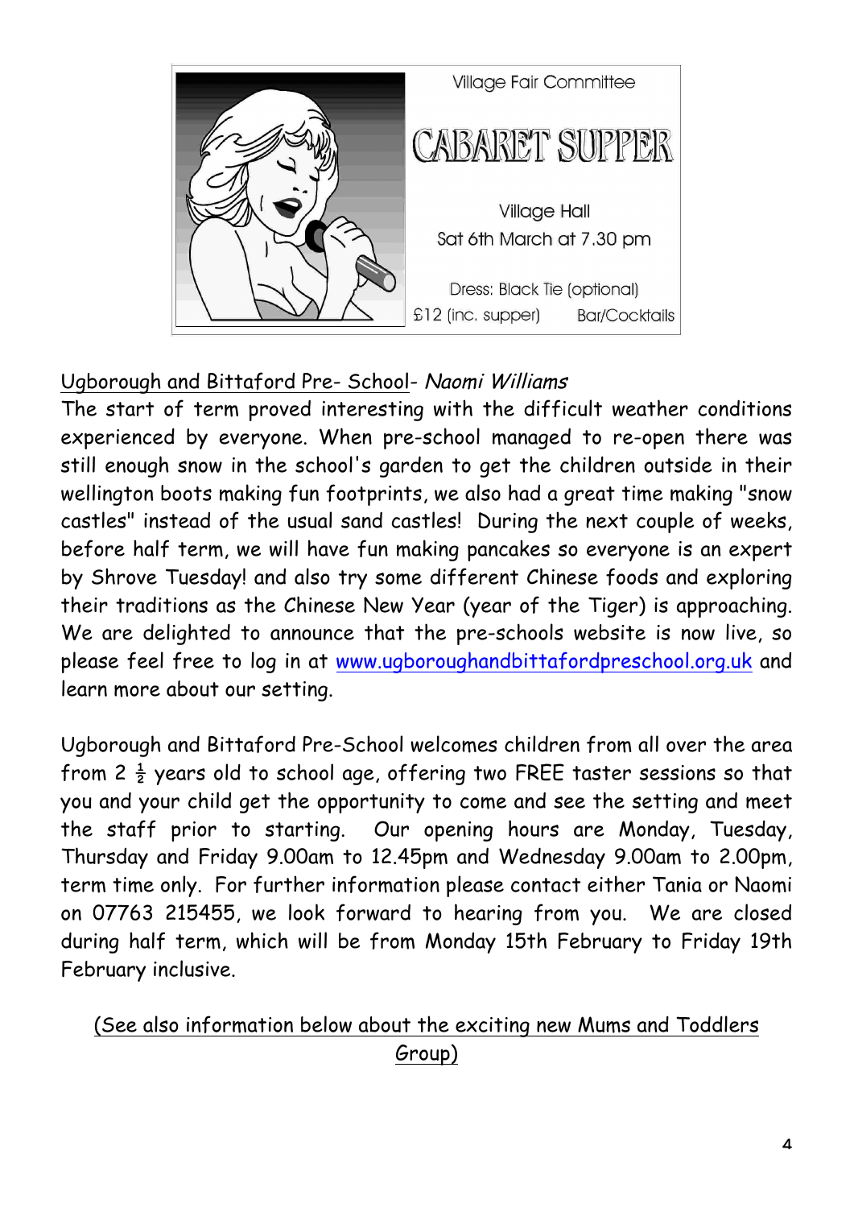Village Fair Committee

# CABARET SUPPER

Village Hall
Sat 6th March at 7.30 pm

Dress: Black Tie (optional)
£12 (inc. supper) Bar/Cocktails

Ugborough and Bittaford Pre- School- *Naomi Williams*

The start of term proved interesting with the difficult weather conditions experienced by everyone. When pre-school managed to re-open there was still enough snow in the school's garden to get the children outside in their wellington boots making fun footprints, we also had a great time making "snow castles" instead of the usual sand castles! During the next couple of weeks, before half term, we will have fun making pancakes so everyone is an expert by Shrove Tuesday! and also try some different Chinese foods and exploring their traditions as the Chinese New Year (year of the Tiger) is approaching. We are delighted to announce that the pre-schools website is now live, so please feel free to log in at www.ugboroughandbittafordpreschool.org.uk and learn more about our setting.

Ugborough and Bittaford Pre-School welcomes children from all over the area from 2 ½ years old to school age, offering two FREE taster sessions so that you and your child get the opportunity to come and see the setting and meet the staff prior to starting. Our opening hours are Monday, Tuesday, Thursday and Friday 9.00am to 12.45pm and Wednesday 9.00am to 2.00pm, term time only. For further information please contact either Tania or Naomi on 07763 215455, we look forward to hearing from you. We are closed during half term, which will be from Monday 15th February to Friday 19th February inclusive.

(See also information below about the exciting new Mums and Toddlers Group)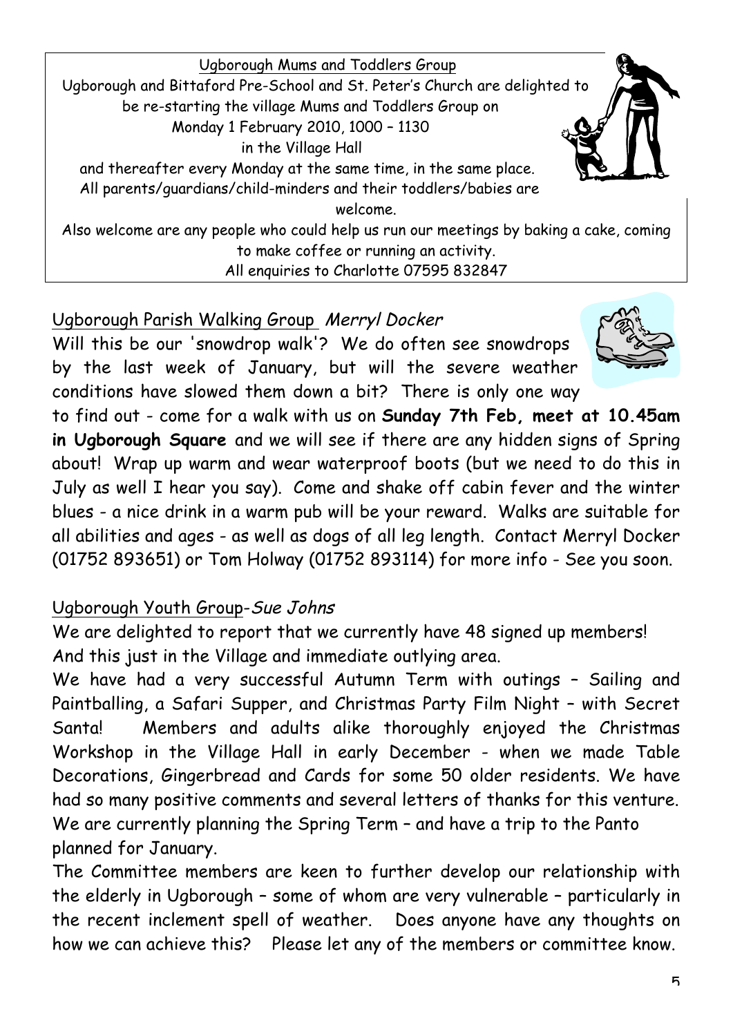## Ugborough Mums and Toddlers Group

Ugborough and Bittaford Pre-School and St. Peter's Church are delighted to be re-starting the village Mums and Toddlers Group on Monday 1 February 2010, 1000 – 1130 in the Village Hall and thereafter every Monday at the same time, in the same place.

All parents/guardians/child-minders and their toddlers/babies are welcome.

Also welcome are any people who could help us run our meetings by baking a cake, coming to make coffee or running an activity.

All enquiries to Charlotte 07595 832847

## Ugborough Parish Walking Group *Merryl Docker*

Will this be our 'snowdrop walk'? We do often see snowdrops by the last week of January, but will the severe weather conditions have slowed them down a bit? There is only one way to find out - come for a walk with us on **Sunday 7th Feb, meet at 10.45am in Ugborough Square** and we will see if there are any hidden signs of Spring about! Wrap up warm and wear waterproof boots (but we need to do this in July as well I hear you say). Come and shake off cabin fever and the winter blues - a nice drink in a warm pub will be your reward. Walks are suitable for all abilities and ages - as well as dogs of all leg length. Contact Merryl Docker (01752 893651) or Tom Holway (01752 893114) for more info - See you soon.

## Ugborough Youth Group-*Sue Johns*

We are delighted to report that we currently have 48 signed up members! And this just in the Village and immediate outlying area.

We have had a very successful Autumn Term with outings – Sailing and Paintballing, a Safari Supper, and Christmas Party Film Night – with Secret Santa! Members and adults alike thoroughly enjoyed the Christmas Workshop in the Village Hall in early December - when we made Table Decorations, Gingerbread and Cards for some 50 older residents. We have had so many positive comments and several letters of thanks for this venture. We are currently planning the Spring Term – and have a trip to the Panto planned for January.

The Committee members are keen to further develop our relationship with the elderly in Ugborough – some of whom are very vulnerable – particularly in the recent inclement spell of weather. Does anyone have any thoughts on how we can achieve this? Please let any of the members or committee know.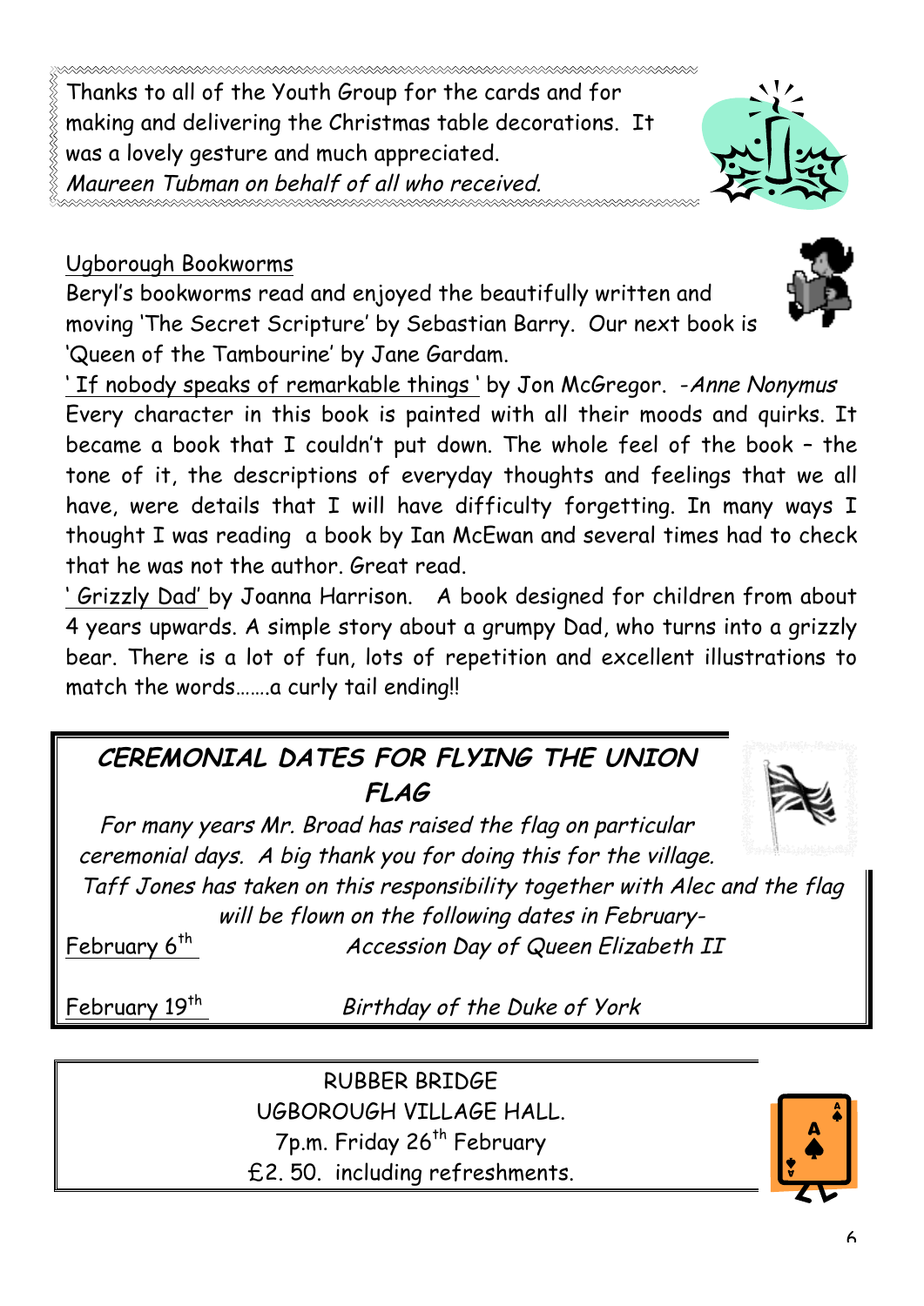Thanks to all of the Youth Group for the cards and for making and delivering the Christmas table decorations. It was a lovely gesture and much appreciated.
*Maureen Tubman on behalf of all who received.*

## Ugborough Bookworms

Beryl's bookworms read and enjoyed the beautifully written and moving 'The Secret Scripture' by Sebastian Barry. Our next book is 'Queen of the Tambourine' by Jane Gardam.

' If nobody speaks of remarkable things ' by Jon McGregor. -*Anne Nonymus*
Every character in this book is painted with all their moods and quirks. It became a book that I couldn't put down. The whole feel of the book – the tone of it, the descriptions of everyday thoughts and feelings that we all have, were details that I will have difficulty forgetting. In many ways I thought I was reading a book by Ian McEwan and several times had to check that he was not the author. Great read.

' Grizzly Dad' by Joanna Harrison. A book designed for children from about 4 years upwards. A simple story about a grumpy Dad, who turns into a grizzly bear. There is a lot of fun, lots of repetition and excellent illustrations to match the words…….a curly tail ending!!

## *CEREMONIAL DATES FOR FLYING THE UNION FLAG*

*For many years Mr. Broad has raised the flag on particular ceremonial days. A big thank you for doing this for the village. Taff Jones has taken on this responsibility together with Alec and the flag will be flown on the following dates in February-*

February 6th — *Accession Day of Queen Elizabeth II*

February 19th — *Birthday of the Duke of York*

RUBBER BRIDGE
UGBOROUGH VILLAGE HALL.
7p.m. Friday 26th February
£2. 50. including refreshments.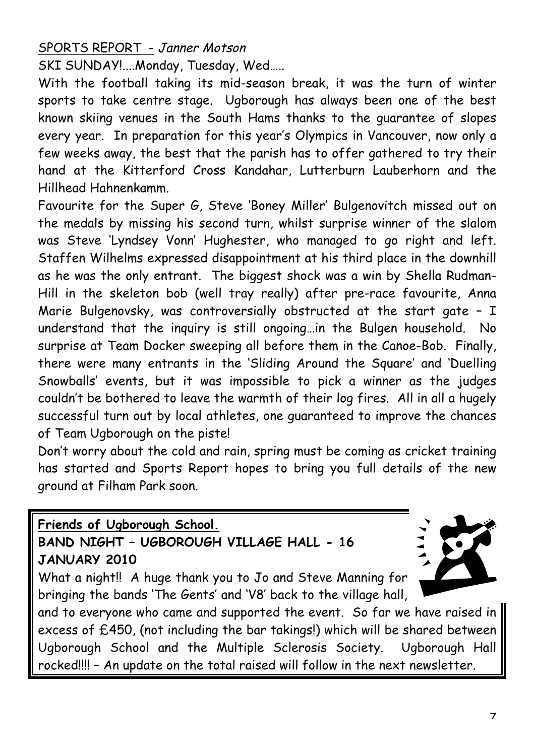## SPORTS REPORT - *Janner Motson*

SKI SUNDAY!....Monday, Tuesday, Wed…..

With the football taking its mid-season break, it was the turn of winter sports to take centre stage. Ugborough has always been one of the best known skiing venues in the South Hams thanks to the guarantee of slopes every year. In preparation for this year's Olympics in Vancouver, now only a few weeks away, the best that the parish has to offer gathered to try their hand at the Kitterford Cross Kandahar, Lutterburn Lauberhorn and the Hillhead Hahnenkamm.

Favourite for the Super G, Steve 'Boney Miller' Bulgenovitch missed out on the medals by missing his second turn, whilst surprise winner of the slalom was Steve 'Lyndsey Vonn' Hughester, who managed to go right and left. Staffen Wilhelms expressed disappointment at his third place in the downhill as he was the only entrant. The biggest shock was a win by Shella Rudman-Hill in the skeleton bob (well tray really) after pre-race favourite, Anna Marie Bulgenovsky, was controversially obstructed at the start gate – I understand that the inquiry is still ongoing…in the Bulgen household. No surprise at Team Docker sweeping all before them in the Canoe-Bob. Finally, there were many entrants in the 'Sliding Around the Square' and 'Duelling Snowballs' events, but it was impossible to pick a winner as the judges couldn't be bothered to leave the warmth of their log fires. All in all a hugely successful turn out by local athletes, one guaranteed to improve the chances of Team Ugborough on the piste!

Don't worry about the cold and rain, spring must be coming as cricket training has started and Sports Report hopes to bring you full details of the new ground at Filham Park soon.

**Friends of Ugborough School.**

**BAND NIGHT – UGBOROUGH VILLAGE HALL - 16 JANUARY 2010**

What a night!! A huge thank you to Jo and Steve Manning for bringing the bands 'The Gents' and 'V8' back to the village hall, and to everyone who came and supported the event. So far we have raised in excess of £450, (not including the bar takings!) which will be shared between Ugborough School and the Multiple Sclerosis Society. Ugborough Hall rocked!!!! – An update on the total raised will follow in the next newsletter.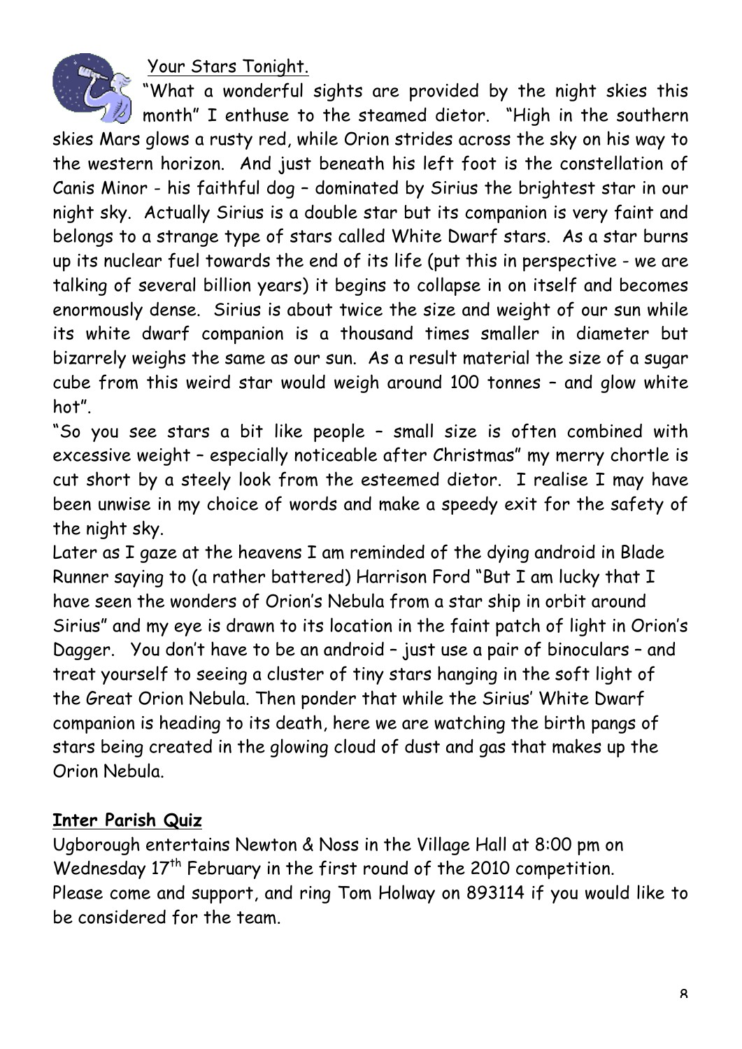## Your Stars Tonight.

"What a wonderful sights are provided by the night skies this month" I enthuse to the steamed dietor. "High in the southern skies Mars glows a rusty red, while Orion strides across the sky on his way to the western horizon. And just beneath his left foot is the constellation of Canis Minor - his faithful dog – dominated by Sirius the brightest star in our night sky. Actually Sirius is a double star but its companion is very faint and belongs to a strange type of stars called White Dwarf stars. As a star burns up its nuclear fuel towards the end of its life (put this in perspective - we are talking of several billion years) it begins to collapse in on itself and becomes enormously dense. Sirius is about twice the size and weight of our sun while its white dwarf companion is a thousand times smaller in diameter but bizarrely weighs the same as our sun. As a result material the size of a sugar cube from this weird star would weigh around 100 tonnes – and glow white hot".

"So you see stars a bit like people – small size is often combined with excessive weight – especially noticeable after Christmas" my merry chortle is cut short by a steely look from the esteemed dietor. I realise I may have been unwise in my choice of words and make a speedy exit for the safety of the night sky.

Later as I gaze at the heavens I am reminded of the dying android in Blade Runner saying to (a rather battered) Harrison Ford "But I am lucky that I have seen the wonders of Orion's Nebula from a star ship in orbit around Sirius" and my eye is drawn to its location in the faint patch of light in Orion's Dagger. You don't have to be an android – just use a pair of binoculars – and treat yourself to seeing a cluster of tiny stars hanging in the soft light of the Great Orion Nebula. Then ponder that while the Sirius' White Dwarf companion is heading to its death, here we are watching the birth pangs of stars being created in the glowing cloud of dust and gas that makes up the Orion Nebula.

## Inter Parish Quiz

Ugborough entertains Newton & Noss in the Village Hall at 8:00 pm on Wednesday 17th February in the first round of the 2010 competition. Please come and support, and ring Tom Holway on 893114 if you would like to be considered for the team.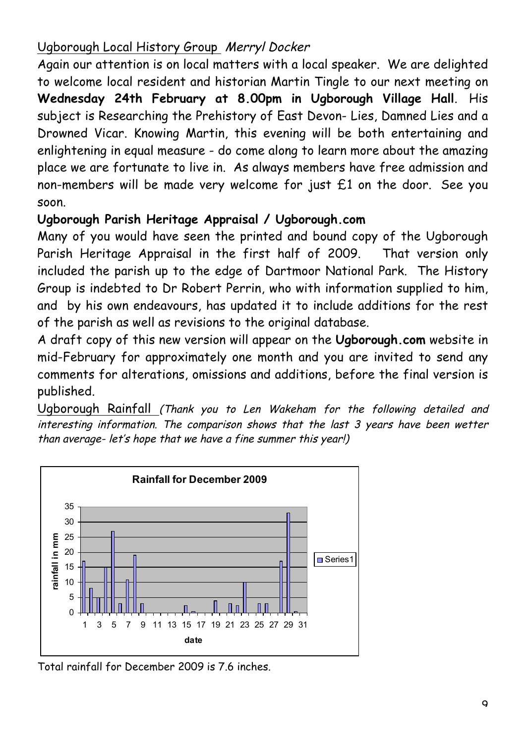Ugborough Local History Group *Merryl Docker*

Again our attention is on local matters with a local speaker. We are delighted to welcome local resident and historian Martin Tingle to our next meeting on **Wednesday 24th February at 8.00pm in Ugborough Village Hall**. His subject is Researching the Prehistory of East Devon- Lies, Damned Lies and a Drowned Vicar. Knowing Martin, this evening will be both entertaining and enlightening in equal measure - do come along to learn more about the amazing place we are fortunate to live in. As always members have free admission and non-members will be made very welcome for just £1 on the door. See you soon.

**Ugborough Parish Heritage Appraisal / Ugborough.com**

Many of you would have seen the printed and bound copy of the Ugborough Parish Heritage Appraisal in the first half of 2009. That version only included the parish up to the edge of Dartmoor National Park. The History Group is indebted to Dr Robert Perrin, who with information supplied to him, and by his own endeavours, has updated it to include additions for the rest of the parish as well as revisions to the original database.

A draft copy of this new version will appear on the **Ugborough.com** website in mid-February for approximately one month and you are invited to send any comments for alterations, omissions and additions, before the final version is published.

Ugborough Rainfall *(Thank you to Len Wakeham for the following detailed and interesting information. The comparison shows that the last 3 years have been wetter than average- let's hope that we have a fine summer this year!)*

**Rainfall for December 2009**

Total rainfall for December 2009 is 7.6 inches.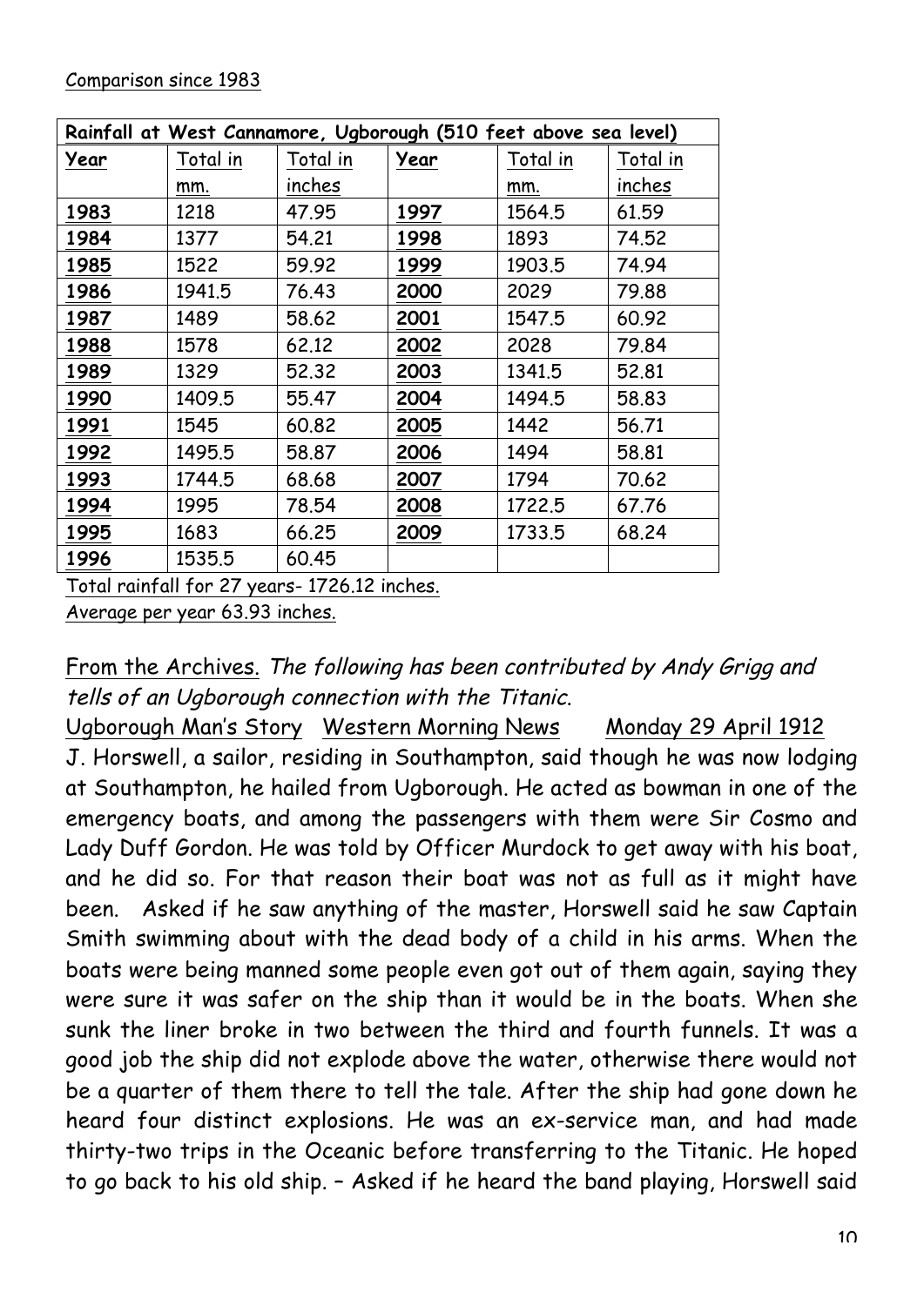Comparison since 1983

| Rainfall at West Cannamore, Ugborough (510 feet above sea level) | | | | | |
|---|---|---|---|---|---|
| **Year** | Total in mm. | Total in inches | **Year** | Total in mm. | Total in inches |
| **1983** | 1218 | 47.95 | **1997** | 1564.5 | 61.59 |
| **1984** | 1377 | 54.21 | **1998** | 1893 | 74.52 |
| **1985** | 1522 | 59.92 | **1999** | 1903.5 | 74.94 |
| **1986** | 1941.5 | 76.43 | **2000** | 2029 | 79.88 |
| **1987** | 1489 | 58.62 | **2001** | 1547.5 | 60.92 |
| **1988** | 1578 | 62.12 | **2002** | 2028 | 79.84 |
| **1989** | 1329 | 52.32 | **2003** | 1341.5 | 52.81 |
| **1990** | 1409.5 | 55.47 | **2004** | 1494.5 | 58.83 |
| **1991** | 1545 | 60.82 | **2005** | 1442 | 56.71 |
| **1992** | 1495.5 | 58.87 | **2006** | 1494 | 58.81 |
| **1993** | 1744.5 | 68.68 | **2007** | 1794 | 70.62 |
| **1994** | 1995 | 78.54 | **2008** | 1722.5 | 67.76 |
| **1995** | 1683 | 66.25 | **2009** | 1733.5 | 68.24 |
| **1996** | 1535.5 | 60.45 | | | |

Total rainfall for 27 years- 1726.12 inches.
Average per year 63.93 inches.

From the Archives. *The following has been contributed by Andy Grigg and tells of an Ugborough connection with the Titanic.*

Ugborough Man's Story   Western Morning News   Monday 29 April 1912

J. Horswell, a sailor, residing in Southampton, said though he was now lodging at Southampton, he hailed from Ugborough. He acted as bowman in one of the emergency boats, and among the passengers with them were Sir Cosmo and Lady Duff Gordon. He was told by Officer Murdock to get away with his boat, and he did so. For that reason their boat was not as full as it might have been. Asked if he saw anything of the master, Horswell said he saw Captain Smith swimming about with the dead body of a child in his arms. When the boats were being manned some people even got out of them again, saying they were sure it was safer on the ship than it would be in the boats. When she sunk the liner broke in two between the third and fourth funnels. It was a good job the ship did not explode above the water, otherwise there would not be a quarter of them there to tell the tale. After the ship had gone down he heard four distinct explosions. He was an ex-service man, and had made thirty-two trips in the Oceanic before transferring to the Titanic. He hoped to go back to his old ship. – Asked if he heard the band playing, Horswell said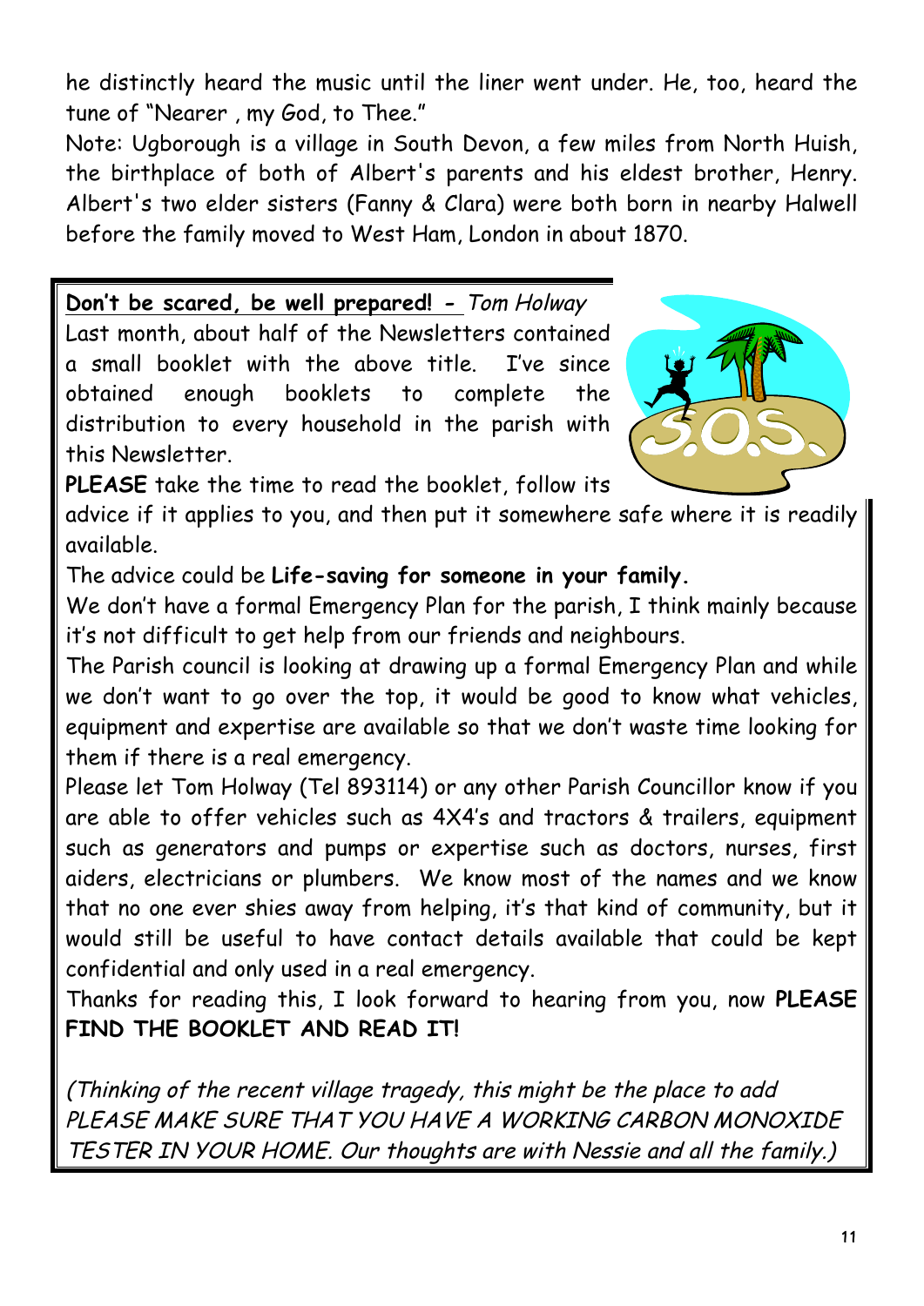he distinctly heard the music until the liner went under. He, too, heard the tune of "Nearer , my God, to Thee."

Note: Ugborough is a village in South Devon, a few miles from North Huish, the birthplace of both of Albert's parents and his eldest brother, Henry. Albert's two elder sisters (Fanny & Clara) were both born in nearby Halwell before the family moved to West Ham, London in about 1870.

**Don't be scared, be well prepared! -** *Tom Holway*

Last month, about half of the Newsletters contained a small booklet with the above title. I've since obtained enough booklets to complete the distribution to every household in the parish with this Newsletter.

**PLEASE** take the time to read the booklet, follow its advice if it applies to you, and then put it somewhere safe where it is readily available.

The advice could be **Life-saving for someone in your family.**

We don't have a formal Emergency Plan for the parish, I think mainly because it's not difficult to get help from our friends and neighbours.

The Parish council is looking at drawing up a formal Emergency Plan and while we don't want to go over the top, it would be good to know what vehicles, equipment and expertise are available so that we don't waste time looking for them if there is a real emergency.

Please let Tom Holway (Tel 893114) or any other Parish Councillor know if you are able to offer vehicles such as 4X4's and tractors & trailers, equipment such as generators and pumps or expertise such as doctors, nurses, first aiders, electricians or plumbers. We know most of the names and we know that no one ever shies away from helping, it's that kind of community, but it would still be useful to have contact details available that could be kept confidential and only used in a real emergency.

Thanks for reading this, I look forward to hearing from you, now **PLEASE FIND THE BOOKLET AND READ IT!**

*(Thinking of the recent village tragedy, this might be the place to add PLEASE MAKE SURE THAT YOU HAVE A WORKING CARBON MONOXIDE TESTER IN YOUR HOME. Our thoughts are with Nessie and all the family.)*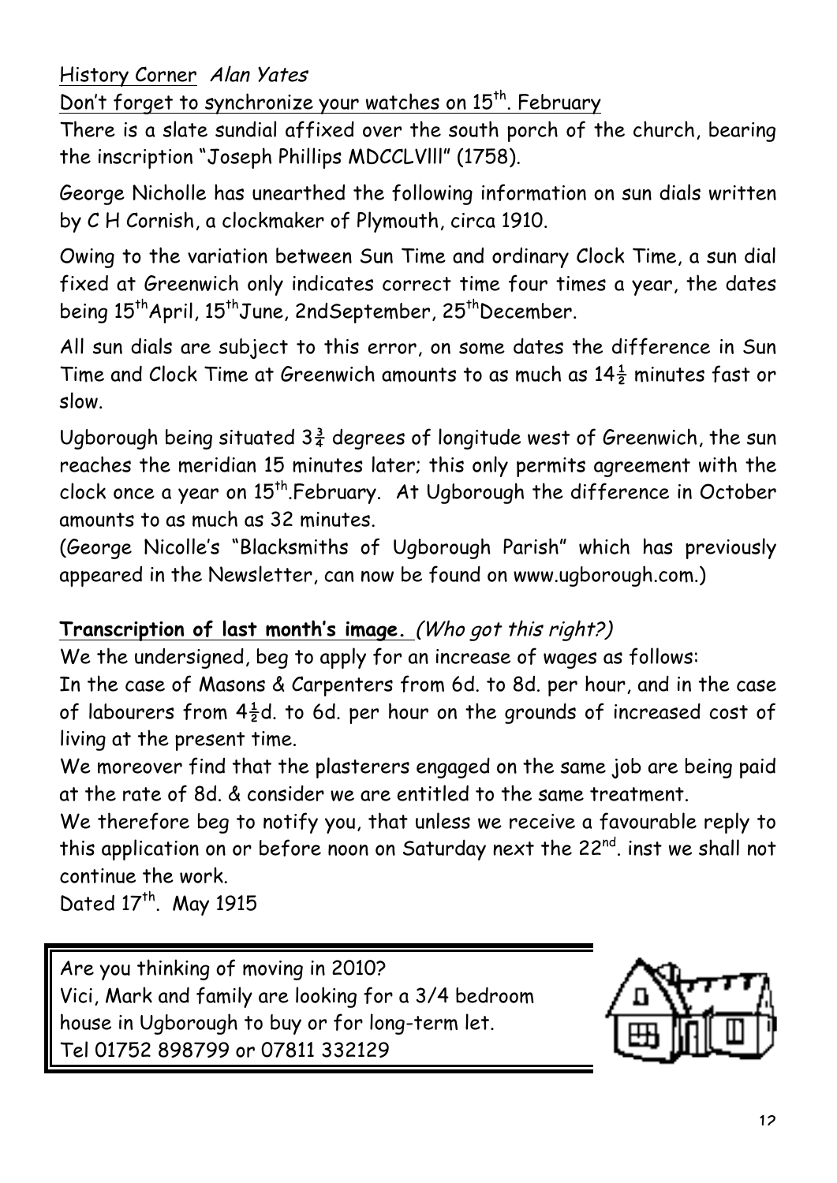History Corner *Alan Yates*

Don't forget to synchronize your watches on 15th. February

There is a slate sundial affixed over the south porch of the church, bearing the inscription "Joseph Phillips MDCCLVlll" (1758).

George Nicholle has unearthed the following information on sun dials written by C H Cornish, a clockmaker of Plymouth, circa 1910.

Owing to the variation between Sun Time and ordinary Clock Time, a sun dial fixed at Greenwich only indicates correct time four times a year, the dates being 15thApril, 15thJune, 2ndSeptember, 25thDecember.

All sun dials are subject to this error, on some dates the difference in Sun Time and Clock Time at Greenwich amounts to as much as 14½ minutes fast or slow.

Ugborough being situated 3¾ degrees of longitude west of Greenwich, the sun reaches the meridian 15 minutes later; this only permits agreement with the clock once a year on 15th.February. At Ugborough the difference in October amounts to as much as 32 minutes.

(George Nicolle's "Blacksmiths of Ugborough Parish" which has previously appeared in the Newsletter, can now be found on www.ugborough.com.)

**Transcription of last month's image.** *(Who got this right?)*

We the undersigned, beg to apply for an increase of wages as follows:

In the case of Masons & Carpenters from 6d. to 8d. per hour, and in the case of labourers from 4½d. to 6d. per hour on the grounds of increased cost of living at the present time.

We moreover find that the plasterers engaged on the same job are being paid at the rate of 8d. & consider we are entitled to the same treatment.

We therefore beg to notify you, that unless we receive a favourable reply to this application on or before noon on Saturday next the 22nd. inst we shall not continue the work.

Dated 17th. May 1915

Are you thinking of moving in 2010?
Vici, Mark and family are looking for a 3/4 bedroom house in Ugborough to buy or for long-term let.
Tel 01752 898799 or 07811 332129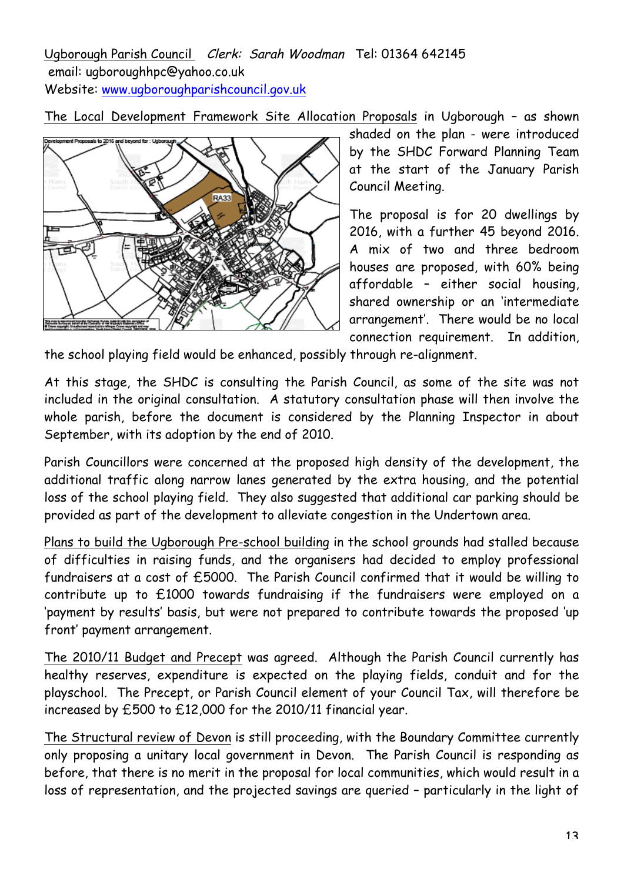Ugborough Parish Council *Clerk: Sarah Woodman* Tel: 01364 642145
email: ugboroughpc@yahoo.co.uk
Website: www.ugboroughparishcouncil.gov.uk

The Local Development Framework Site Allocation Proposals in Ugborough – as shown shaded on the plan - were introduced by the SHDC Forward Planning Team at the start of the January Parish Council Meeting.

The proposal is for 20 dwellings by 2016, with a further 45 beyond 2016. A mix of two and three bedroom houses are proposed, with 60% being affordable – either social housing, shared ownership or an 'intermediate arrangement'. There would be no local connection requirement. In addition, the school playing field would be enhanced, possibly through re-alignment.

At this stage, the SHDC is consulting the Parish Council, as some of the site was not included in the original consultation. A statutory consultation phase will then involve the whole parish, before the document is considered by the Planning Inspector in about September, with its adoption by the end of 2010.

Parish Councillors were concerned at the proposed high density of the development, the additional traffic along narrow lanes generated by the extra housing, and the potential loss of the school playing field. They also suggested that additional car parking should be provided as part of the development to alleviate congestion in the Undertown area.

Plans to build the Ugborough Pre-school building in the school grounds had stalled because of difficulties in raising funds, and the organisers had decided to employ professional fundraisers at a cost of £5000. The Parish Council confirmed that it would be willing to contribute up to £1000 towards fundraising if the fundraisers were employed on a 'payment by results' basis, but were not prepared to contribute towards the proposed 'up front' payment arrangement.

The 2010/11 Budget and Precept was agreed. Although the Parish Council currently has healthy reserves, expenditure is expected on the playing fields, conduit and for the playschool. The Precept, or Parish Council element of your Council Tax, will therefore be increased by £500 to £12,000 for the 2010/11 financial year.

The Structural review of Devon is still proceeding, with the Boundary Committee currently only proposing a unitary local government in Devon. The Parish Council is responding as before, that there is no merit in the proposal for local communities, which would result in a loss of representation, and the projected savings are queried – particularly in the light of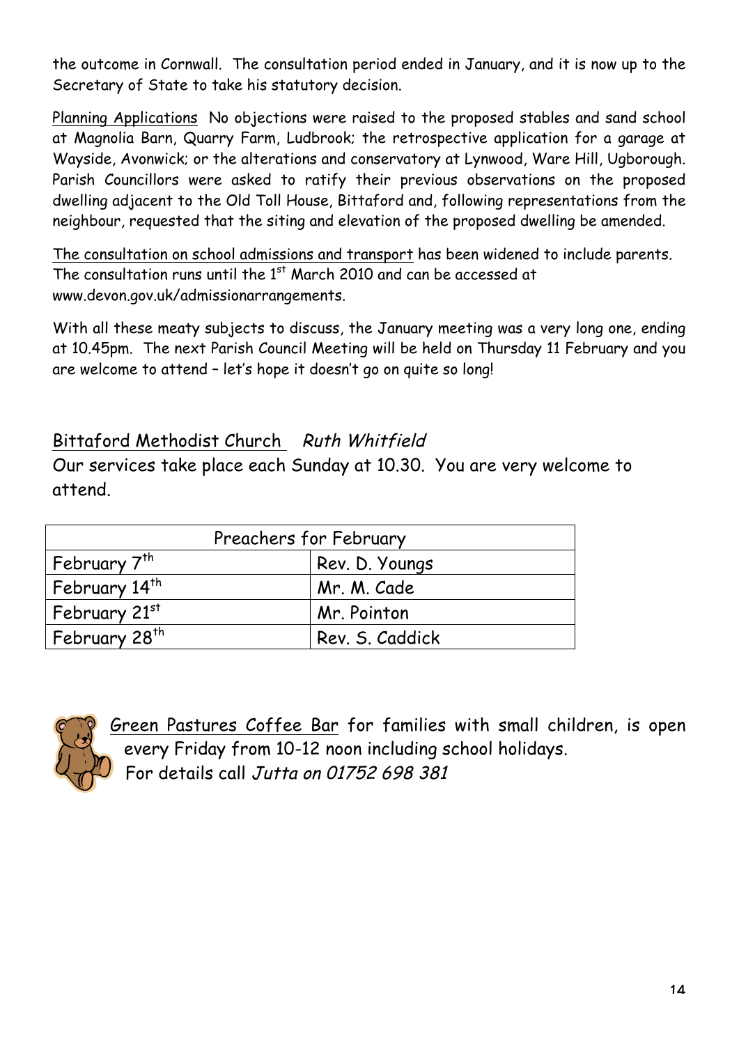the outcome in Cornwall. The consultation period ended in January, and it is now up to the Secretary of State to take his statutory decision.

Planning Applications No objections were raised to the proposed stables and sand school at Magnolia Barn, Quarry Farm, Ludbrook; the retrospective application for a garage at Wayside, Avonwick; or the alterations and conservatory at Lynwood, Ware Hill, Ugborough. Parish Councillors were asked to ratify their previous observations on the proposed dwelling adjacent to the Old Toll House, Bittaford and, following representations from the neighbour, requested that the siting and elevation of the proposed dwelling be amended.

The consultation on school admissions and transport has been widened to include parents. The consultation runs until the 1st March 2010 and can be accessed at www.devon.gov.uk/admissionarrangements.

With all these meaty subjects to discuss, the January meeting was a very long one, ending at 10.45pm. The next Parish Council Meeting will be held on Thursday 11 February and you are welcome to attend – let's hope it doesn't go on quite so long!

## Bittaford Methodist Church *Ruth Whitfield*

Our services take place each Sunday at 10.30. You are very welcome to attend.

| Preachers for February | |
|---|---|
| February 7th | Rev. D. Youngs |
| February 14th | Mr. M. Cade |
| February 21st | Mr. Pointon |
| February 28th | Rev. S. Caddick |

Green Pastures Coffee Bar for families with small children, is open every Friday from 10-12 noon including school holidays. For details call *Jutta on 01752 698 381*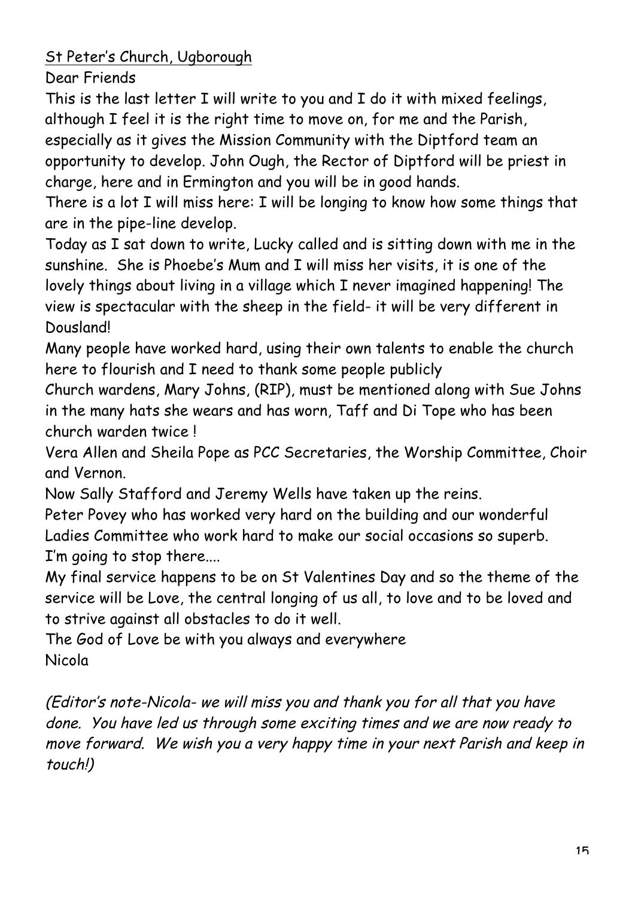St Peter's Church, Ugborough

Dear Friends

This is the last letter I will write to you and I do it with mixed feelings, although I feel it is the right time to move on, for me and the Parish, especially as it gives the Mission Community with the Diptford team an opportunity to develop. John Ough, the Rector of Diptford will be priest in charge, here and in Ermington and you will be in good hands.

There is a lot I will miss here: I will be longing to know how some things that are in the pipe-line develop.

Today as I sat down to write, Lucky called and is sitting down with me in the sunshine. She is Phoebe's Mum and I will miss her visits, it is one of the lovely things about living in a village which I never imagined happening! The view is spectacular with the sheep in the field- it will be very different in Dousland!

Many people have worked hard, using their own talents to enable the church here to flourish and I need to thank some people publicly

Church wardens, Mary Johns, (RIP), must be mentioned along with Sue Johns in the many hats she wears and has worn, Taff and Di Tope who has been church warden twice !

Vera Allen and Sheila Pope as PCC Secretaries, the Worship Committee, Choir and Vernon.

Now Sally Stafford and Jeremy Wells have taken up the reins.

Peter Povey who has worked very hard on the building and our wonderful Ladies Committee who work hard to make our social occasions so superb.

I'm going to stop there....

My final service happens to be on St Valentines Day and so the theme of the service will be Love, the central longing of us all, to love and to be loved and to strive against all obstacles to do it well.

The God of Love be with you always and everywhere

Nicola

*(Editor's note-Nicola- we will miss you and thank you for all that you have done. You have led us through some exciting times and we are now ready to move forward. We wish you a very happy time in your next Parish and keep in touch!)*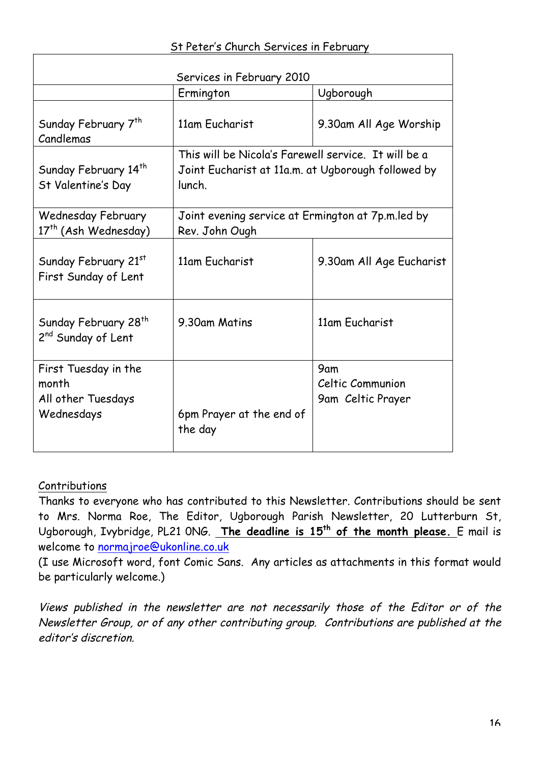## St Peter's Church Services in February

| Services in February 2010 | | |
|---|---|---|
| | Ermington | Ugborough |
| Sunday February 7th Candlemas | 11am Eucharist | 9.30am All Age Worship |
| Sunday February 14th St Valentine's Day | This will be Nicola's Farewell service. It will be a Joint Eucharist at 11a.m. at Ugborough followed by lunch. | |
| Wednesday February 17th (Ash Wednesday) | Joint evening service at Ermington at 7p.m.led by Rev. John Ough | |
| Sunday February 21st First Sunday of Lent | 11am Eucharist | 9.30am All Age Eucharist |
| Sunday February 28th 2nd Sunday of Lent | 9.30am Matins | 11am Eucharist |
| First Tuesday in the month | | 9am Celtic Communion |
| All other Tuesdays | | 9am Celtic Prayer |
| Wednesdays | 6pm Prayer at the end of the day | |

Contributions

Thanks to everyone who has contributed to this Newsletter. Contributions should be sent to Mrs. Norma Roe, The Editor, Ugborough Parish Newsletter, 20 Lutterburn St, Ugborough, Ivybridge, PL21 0NG. **The deadline is 15th of the month please.** E mail is welcome to normajroe@ukonline.co.uk
(I use Microsoft word, font Comic Sans. Any articles as attachments in this format would be particularly welcome.)

*Views published in the newsletter are not necessarily those of the Editor or of the Newsletter Group, or of any other contributing group. Contributions are published at the editor's discretion.*